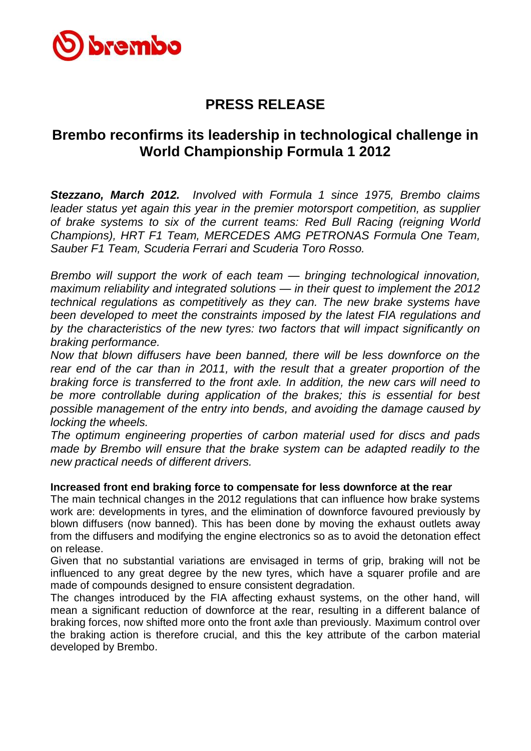# PRESS RELEASE

## Brembo reconfirms its leadership in technological challenge in World Championship Formula 1 2012

***Stezzano, March 2012.*** *Involved with Formula 1 since 1975, Brembo claims leader status yet again this year in the premier motorsport competition, as supplier of brake systems to six of the current teams: Red Bull Racing (reigning World Champions), HRT F1 Team, MERCEDES AMG PETRONAS Formula One Team, Sauber F1 Team, Scuderia Ferrari and Scuderia Toro Rosso.*

*Brembo will support the work of each team — bringing technological innovation, maximum reliability and integrated solutions — in their quest to implement the 2012 technical regulations as competitively as they can. The new brake systems have been developed to meet the constraints imposed by the latest FIA regulations and by the characteristics of the new tyres: two factors that will impact significantly on braking performance.*

*Now that blown diffusers have been banned, there will be less downforce on the rear end of the car than in 2011, with the result that a greater proportion of the braking force is transferred to the front axle. In addition, the new cars will need to be more controllable during application of the brakes; this is essential for best possible management of the entry into bends, and avoiding the damage caused by locking the wheels.*

*The optimum engineering properties of carbon material used for discs and pads made by Brembo will ensure that the brake system can be adapted readily to the new practical needs of different drivers.*

**Increased front end braking force to compensate for less downforce at the rear**

The main technical changes in the 2012 regulations that can influence how brake systems work are: developments in tyres, and the elimination of downforce favoured previously by blown diffusers (now banned). This has been done by moving the exhaust outlets away from the diffusers and modifying the engine electronics so as to avoid the detonation effect on release.

Given that no substantial variations are envisaged in terms of grip, braking will not be influenced to any great degree by the new tyres, which have a squarer profile and are made of compounds designed to ensure consistent degradation.

The changes introduced by the FIA affecting exhaust systems, on the other hand, will mean a significant reduction of downforce at the rear, resulting in a different balance of braking forces, now shifted more onto the front axle than previously. Maximum control over the braking action is therefore crucial, and this the key attribute of the carbon material developed by Brembo.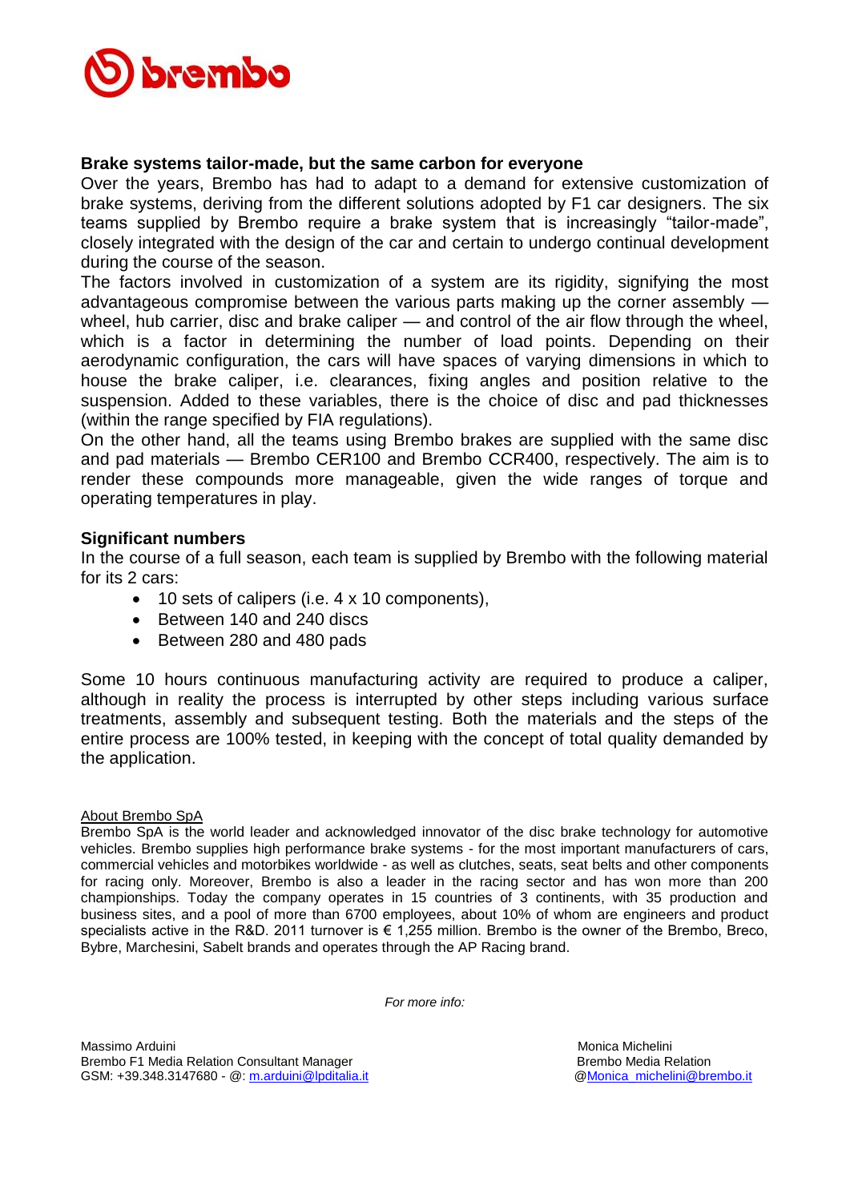## Brake systems tailor-made, but the same carbon for everyone

Over the years, Brembo has had to adapt to a demand for extensive customization of brake systems, deriving from the different solutions adopted by F1 car designers. The six teams supplied by Brembo require a brake system that is increasingly "tailor-made", closely integrated with the design of the car and certain to undergo continual development during the course of the season.

The factors involved in customization of a system are its rigidity, signifying the most advantageous compromise between the various parts making up the corner assembly — wheel, hub carrier, disc and brake caliper — and control of the air flow through the wheel, which is a factor in determining the number of load points. Depending on their aerodynamic configuration, the cars will have spaces of varying dimensions in which to house the brake caliper, i.e. clearances, fixing angles and position relative to the suspension. Added to these variables, there is the choice of disc and pad thicknesses (within the range specified by FIA regulations).

On the other hand, all the teams using Brembo brakes are supplied with the same disc and pad materials — Brembo CER100 and Brembo CCR400, respectively. The aim is to render these compounds more manageable, given the wide ranges of torque and operating temperatures in play.

## Significant numbers

In the course of a full season, each team is supplied by Brembo with the following material for its 2 cars:

- 10 sets of calipers (i.e. 4 x 10 components),
- Between 140 and 240 discs
- Between 280 and 480 pads

Some 10 hours continuous manufacturing activity are required to produce a caliper, although in reality the process is interrupted by other steps including various surface treatments, assembly and subsequent testing. Both the materials and the steps of the entire process are 100% tested, in keeping with the concept of total quality demanded by the application.

About Brembo SpA

Brembo SpA is the world leader and acknowledged innovator of the disc brake technology for automotive vehicles. Brembo supplies high performance brake systems - for the most important manufacturers of cars, commercial vehicles and motorbikes worldwide - as well as clutches, seats, seat belts and other components for racing only. Moreover, Brembo is also a leader in the racing sector and has won more than 200 championships. Today the company operates in 15 countries of 3 continents, with 35 production and business sites, and a pool of more than 6700 employees, about 10% of whom are engineers and product specialists active in the R&D. 2011 turnover is € 1,255 million. Brembo is the owner of the Brembo, Breco, Bybre, Marchesini, Sabelt brands and operates through the AP Racing brand.

*For more info:*

Massimo Arduini
Brembo F1 Media Relation Consultant Manager
GSM: +39.348.3147680 - @: m.arduini@lpditalia.it

Monica Michelini
Brembo Media Relation
@Monica_michelini@brembo.it